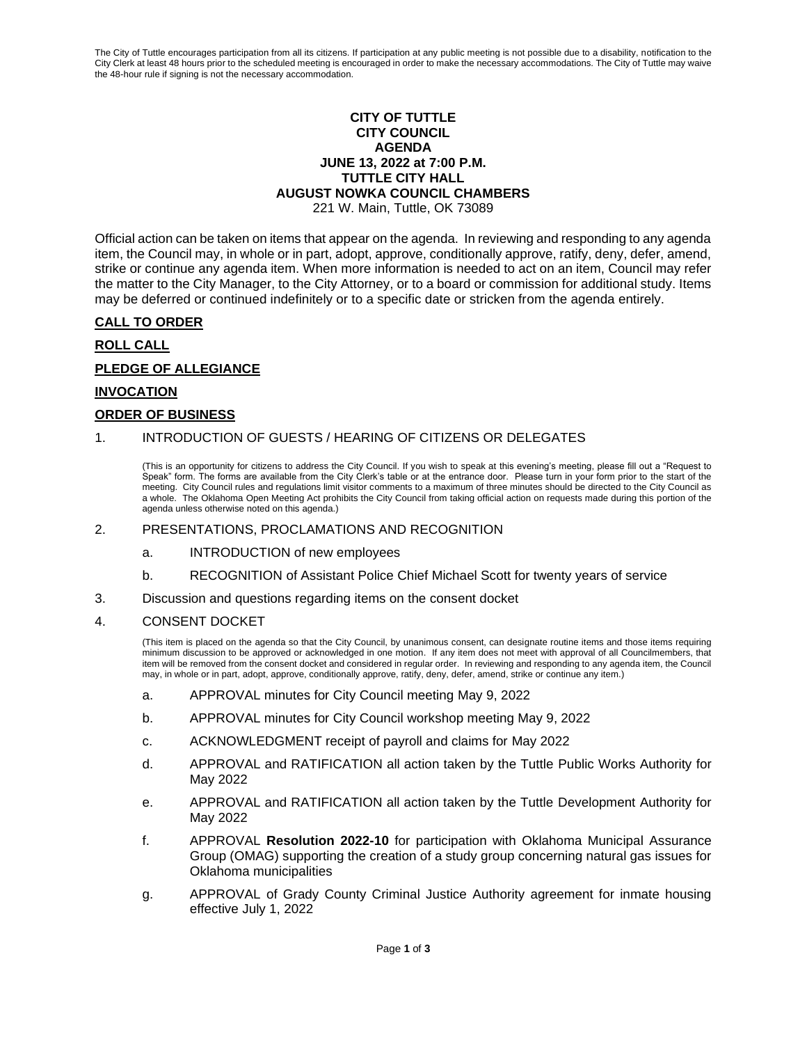The City of Tuttle encourages participation from all its citizens. If participation at any public meeting is not possible due to a disability, notification to the City Clerk at least 48 hours prior to the scheduled meeting is encouraged in order to make the necessary accommodations. The City of Tuttle may waive the 48-hour rule if signing is not the necessary accommodation.

**CITY OF TUTTLE**
**CITY COUNCIL**
**AGENDA**
**JUNE 13, 2022 at 7:00 P.M.**
**TUTTLE CITY HALL**
**AUGUST NOWKA COUNCIL CHAMBERS**
221 W. Main, Tuttle, OK 73089

Official action can be taken on items that appear on the agenda. In reviewing and responding to any agenda item, the Council may, in whole or in part, adopt, approve, conditionally approve, ratify, deny, defer, amend, strike or continue any agenda item. When more information is needed to act on an item, Council may refer the matter to the City Manager, to the City Attorney, or to a board or commission for additional study. Items may be deferred or continued indefinitely or to a specific date or stricken from the agenda entirely.

**CALL TO ORDER**

**ROLL CALL**

**PLEDGE OF ALLEGIANCE**

**INVOCATION**

**ORDER OF BUSINESS**

1. INTRODUCTION OF GUESTS / HEARING OF CITIZENS OR DELEGATES

   (This is an opportunity for citizens to address the City Council. If you wish to speak at this evening's meeting, please fill out a "Request to Speak" form. The forms are available from the City Clerk's table or at the entrance door. Please turn in your form prior to the start of the meeting. City Council rules and regulations limit visitor comments to a maximum of three minutes should be directed to the City Council as a whole. The Oklahoma Open Meeting Act prohibits the City Council from taking official action on requests made during this portion of the agenda unless otherwise noted on this agenda.)

2. PRESENTATIONS, PROCLAMATIONS AND RECOGNITION

   a. INTRODUCTION of new employees

   b. RECOGNITION of Assistant Police Chief Michael Scott for twenty years of service

3. Discussion and questions regarding items on the consent docket

4. CONSENT DOCKET

   (This item is placed on the agenda so that the City Council, by unanimous consent, can designate routine items and those items requiring minimum discussion to be approved or acknowledged in one motion. If any item does not meet with approval of all Councilmembers, that item will be removed from the consent docket and considered in regular order. In reviewing and responding to any agenda item, the Council may, in whole or in part, adopt, approve, conditionally approve, ratify, deny, defer, amend, strike or continue any item.)

   a. APPROVAL minutes for City Council meeting May 9, 2022

   b. APPROVAL minutes for City Council workshop meeting May 9, 2022

   c. ACKNOWLEDGMENT receipt of payroll and claims for May 2022

   d. APPROVAL and RATIFICATION all action taken by the Tuttle Public Works Authority for May 2022

   e. APPROVAL and RATIFICATION all action taken by the Tuttle Development Authority for May 2022

   f. APPROVAL **Resolution 2022-10** for participation with Oklahoma Municipal Assurance Group (OMAG) supporting the creation of a study group concerning natural gas issues for Oklahoma municipalities

   g. APPROVAL of Grady County Criminal Justice Authority agreement for inmate housing effective July 1, 2022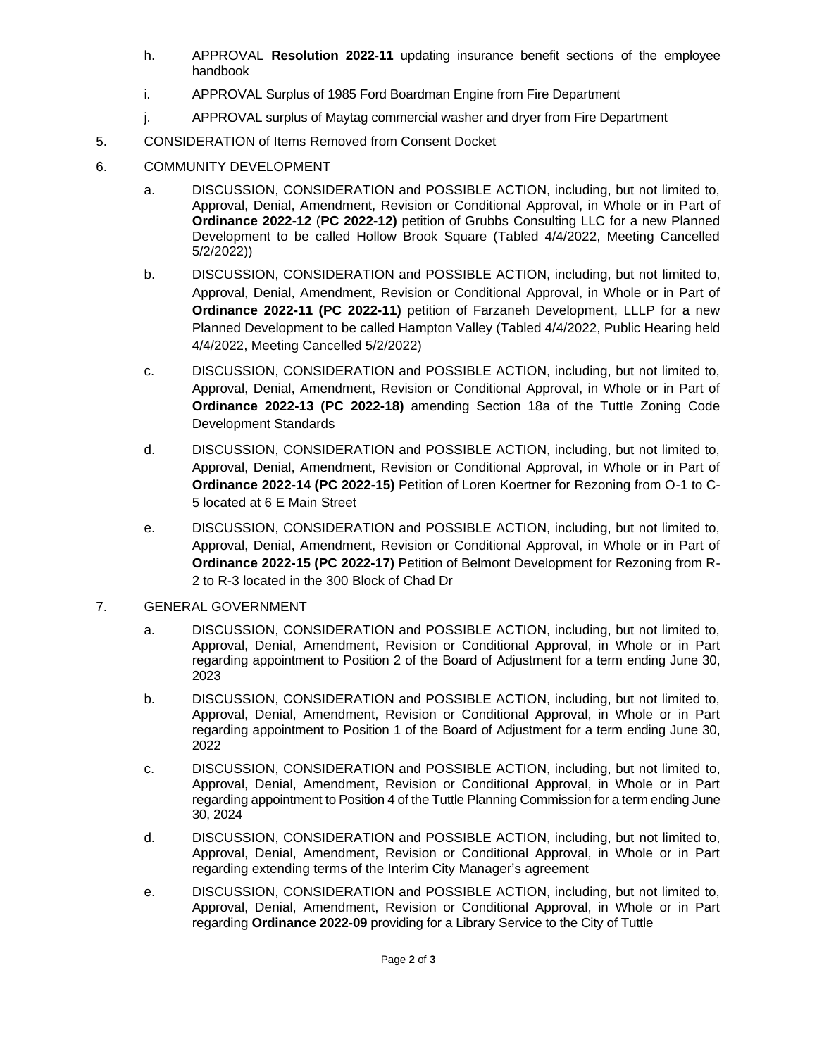h. APPROVAL **Resolution 2022-11** updating insurance benefit sections of the employee handbook

i. APPROVAL Surplus of 1985 Ford Boardman Engine from Fire Department

j. APPROVAL surplus of Maytag commercial washer and dryer from Fire Department

5. CONSIDERATION of Items Removed from Consent Docket

6. COMMUNITY DEVELOPMENT

   a. DISCUSSION, CONSIDERATION and POSSIBLE ACTION, including, but not limited to, Approval, Denial, Amendment, Revision or Conditional Approval, in Whole or in Part of **Ordinance 2022-12** (**PC 2022-12)** petition of Grubbs Consulting LLC for a new Planned Development to be called Hollow Brook Square (Tabled 4/4/2022, Meeting Cancelled 5/2/2022))

   b. DISCUSSION, CONSIDERATION and POSSIBLE ACTION, including, but not limited to, Approval, Denial, Amendment, Revision or Conditional Approval, in Whole or in Part of **Ordinance 2022-11 (PC 2022-11)** petition of Farzaneh Development, LLLP for a new Planned Development to be called Hampton Valley (Tabled 4/4/2022, Public Hearing held 4/4/2022, Meeting Cancelled 5/2/2022)

   c. DISCUSSION, CONSIDERATION and POSSIBLE ACTION, including, but not limited to, Approval, Denial, Amendment, Revision or Conditional Approval, in Whole or in Part of **Ordinance 2022-13 (PC 2022-18)** amending Section 18a of the Tuttle Zoning Code Development Standards

   d. DISCUSSION, CONSIDERATION and POSSIBLE ACTION, including, but not limited to, Approval, Denial, Amendment, Revision or Conditional Approval, in Whole or in Part of **Ordinance 2022-14 (PC 2022-15)** Petition of Loren Koertner for Rezoning from O-1 to C-5 located at 6 E Main Street

   e. DISCUSSION, CONSIDERATION and POSSIBLE ACTION, including, but not limited to, Approval, Denial, Amendment, Revision or Conditional Approval, in Whole or in Part of **Ordinance 2022-15 (PC 2022-17)** Petition of Belmont Development for Rezoning from R-2 to R-3 located in the 300 Block of Chad Dr

7. GENERAL GOVERNMENT

   a. DISCUSSION, CONSIDERATION and POSSIBLE ACTION, including, but not limited to, Approval, Denial, Amendment, Revision or Conditional Approval, in Whole or in Part regarding appointment to Position 2 of the Board of Adjustment for a term ending June 30, 2023

   b. DISCUSSION, CONSIDERATION and POSSIBLE ACTION, including, but not limited to, Approval, Denial, Amendment, Revision or Conditional Approval, in Whole or in Part regarding appointment to Position 1 of the Board of Adjustment for a term ending June 30, 2022

   c. DISCUSSION, CONSIDERATION and POSSIBLE ACTION, including, but not limited to, Approval, Denial, Amendment, Revision or Conditional Approval, in Whole or in Part regarding appointment to Position 4 of the Tuttle Planning Commission for a term ending June 30, 2024

   d. DISCUSSION, CONSIDERATION and POSSIBLE ACTION, including, but not limited to, Approval, Denial, Amendment, Revision or Conditional Approval, in Whole or in Part regarding extending terms of the Interim City Manager's agreement

   e. DISCUSSION, CONSIDERATION and POSSIBLE ACTION, including, but not limited to, Approval, Denial, Amendment, Revision or Conditional Approval, in Whole or in Part regarding **Ordinance 2022-09** providing for a Library Service to the City of Tuttle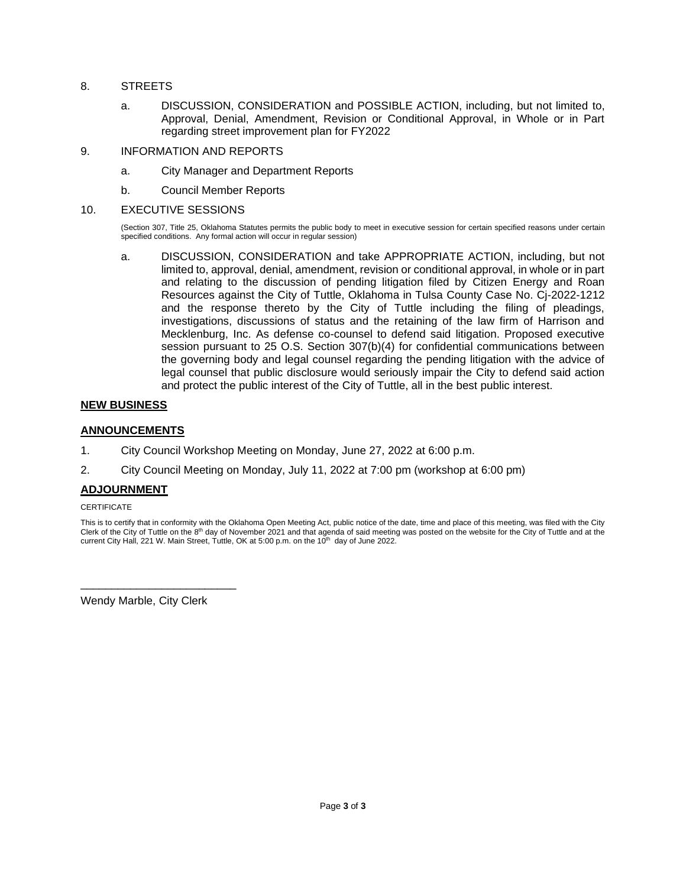8. STREETS

   a. DISCUSSION, CONSIDERATION and POSSIBLE ACTION, including, but not limited to, Approval, Denial, Amendment, Revision or Conditional Approval, in Whole or in Part regarding street improvement plan for FY2022

9. INFORMATION AND REPORTS

   a. City Manager and Department Reports

   b. Council Member Reports

10. EXECUTIVE SESSIONS

    (Section 307, Title 25, Oklahoma Statutes permits the public body to meet in executive session for certain specified reasons under certain specified conditions. Any formal action will occur in regular session)

    a. DISCUSSION, CONSIDERATION and take APPROPRIATE ACTION, including, but not limited to, approval, denial, amendment, revision or conditional approval, in whole or in part and relating to the discussion of pending litigation filed by Citizen Energy and Roan Resources against the City of Tuttle, Oklahoma in Tulsa County Case No. Cj-2022-1212 and the response thereto by the City of Tuttle including the filing of pleadings, investigations, discussions of status and the retaining of the law firm of Harrison and Mecklenburg, Inc. As defense co-counsel to defend said litigation. Proposed executive session pursuant to 25 O.S. Section 307(b)(4) for confidential communications between the governing body and legal counsel regarding the pending litigation with the advice of legal counsel that public disclosure would seriously impair the City to defend said action and protect the public interest of the City of Tuttle, all in the best public interest.

**NEW BUSINESS**

**ANNOUNCEMENTS**

1. City Council Workshop Meeting on Monday, June 27, 2022 at 6:00 p.m.
2. City Council Meeting on Monday, July 11, 2022 at 7:00 pm (workshop at 6:00 pm)

**ADJOURNMENT**

CERTIFICATE

This is to certify that in conformity with the Oklahoma Open Meeting Act, public notice of the date, time and place of this meeting, was filed with the City Clerk of the City of Tuttle on the 8th day of November 2021 and that agenda of said meeting was posted on the website for the City of Tuttle and at the current City Hall, 221 W. Main Street, Tuttle, OK at 5:00 p.m. on the 10th day of June 2022.

\_\_\_\_\_\_\_\_\_\_\_\_\_\_\_\_\_\_\_\_\_\_\_\_\_\_

Wendy Marble, City Clerk